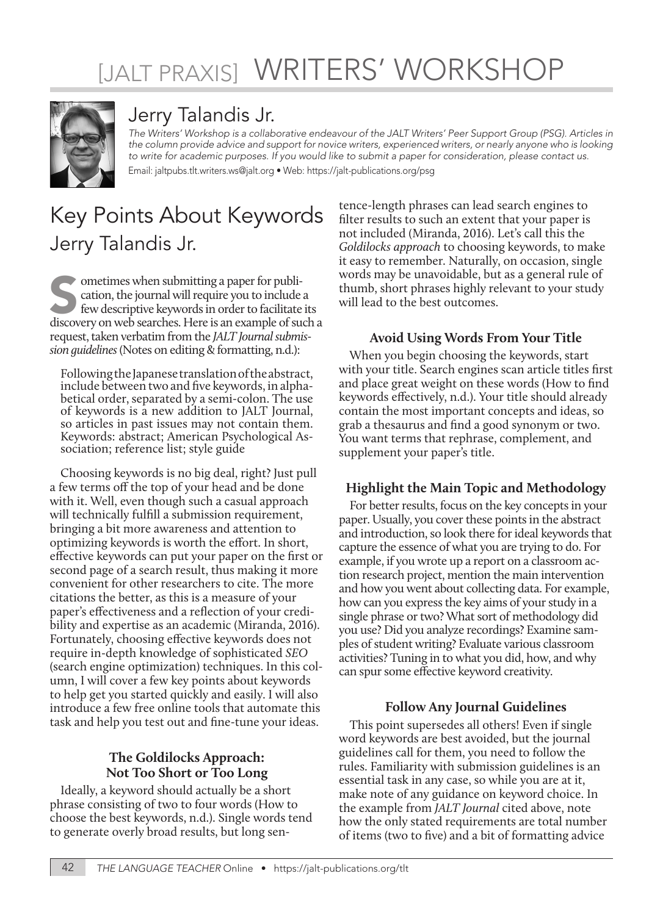# [JALT PRAXIS] WRITERS' WORKSHOP

## Jerry Talandis Jr.

*The Writers' Workshop is a collaborative endeavour of the JALT Writers' Peer Support Group (PSG). Articles in the column provide advice and support for novice writers, experienced writers, or nearly anyone who is looking to write for academic purposes. If you would like to submit a paper for consideration, please contact us.*

Email: jaltpubs.tlt.writers.ws@jalt.org • Web: https://jalt-publications.org/psg

# Key Points About Keywords

## Jerry Talandis Jr.

Sometimes when submitting a paper for publication, the journal will require you to include a few descriptive keywords in order to facilitate its discovery on web searches. Here is an example of such a request, taken verbatim from the *JALT Journal submission guidelines* (Notes on editing & formatting, n.d.):

> Following the Japanese translation of the abstract, include between two and five keywords, in alphabetical order, separated by a semi-colon. The use of keywords is a new addition to JALT Journal, so articles in past issues may not contain them. Keywords: abstract; American Psychological Association; reference list; style guide

Choosing keywords is no big deal, right? Just pull a few terms off the top of your head and be done with it. Well, even though such a casual approach will technically fulfill a submission requirement, bringing a bit more awareness and attention to optimizing keywords is worth the effort. In short, effective keywords can put your paper on the first or second page of a search result, thus making it more convenient for other researchers to cite. The more citations the better, as this is a measure of your paper's effectiveness and a reflection of your credibility and expertise as an academic (Miranda, 2016). Fortunately, choosing effective keywords does not require in-depth knowledge of sophisticated *SEO* (search engine optimization) techniques. In this column, I will cover a few key points about keywords to help get you started quickly and easily. I will also introduce a few free online tools that automate this task and help you test out and fine-tune your ideas.

### The Goldilocks Approach: Not Too Short or Too Long

Ideally, a keyword should actually be a short phrase consisting of two to four words (How to choose the best keywords, n.d.). Single words tend to generate overly broad results, but long sentence-length phrases can lead search engines to filter results to such an extent that your paper is not included (Miranda, 2016). Let's call this the *Goldilocks approach* to choosing keywords, to make it easy to remember. Naturally, on occasion, single words may be unavoidable, but as a general rule of thumb, short phrases highly relevant to your study will lead to the best outcomes.

### Avoid Using Words From Your Title

When you begin choosing the keywords, start with your title. Search engines scan article titles first and place great weight on these words (How to find keywords effectively, n.d.). Your title should already contain the most important concepts and ideas, so grab a thesaurus and find a good synonym or two. You want terms that rephrase, complement, and supplement your paper's title.

### Highlight the Main Topic and Methodology

For better results, focus on the key concepts in your paper. Usually, you cover these points in the abstract and introduction, so look there for ideal keywords that capture the essence of what you are trying to do. For example, if you wrote up a report on a classroom action research project, mention the main intervention and how you went about collecting data. For example, how can you express the key aims of your study in a single phrase or two? What sort of methodology did you use? Did you analyze recordings? Examine samples of student writing? Evaluate various classroom activities? Tuning in to what you did, how, and why can spur some effective keyword creativity.

### Follow Any Journal Guidelines

This point supersedes all others! Even if single word keywords are best avoided, but the journal guidelines call for them, you need to follow the rules. Familiarity with submission guidelines is an essential task in any case, so while you are at it, make note of any guidance on keyword choice. In the example from *JALT Journal* cited above, note how the only stated requirements are total number of items (two to five) and a bit of formatting advice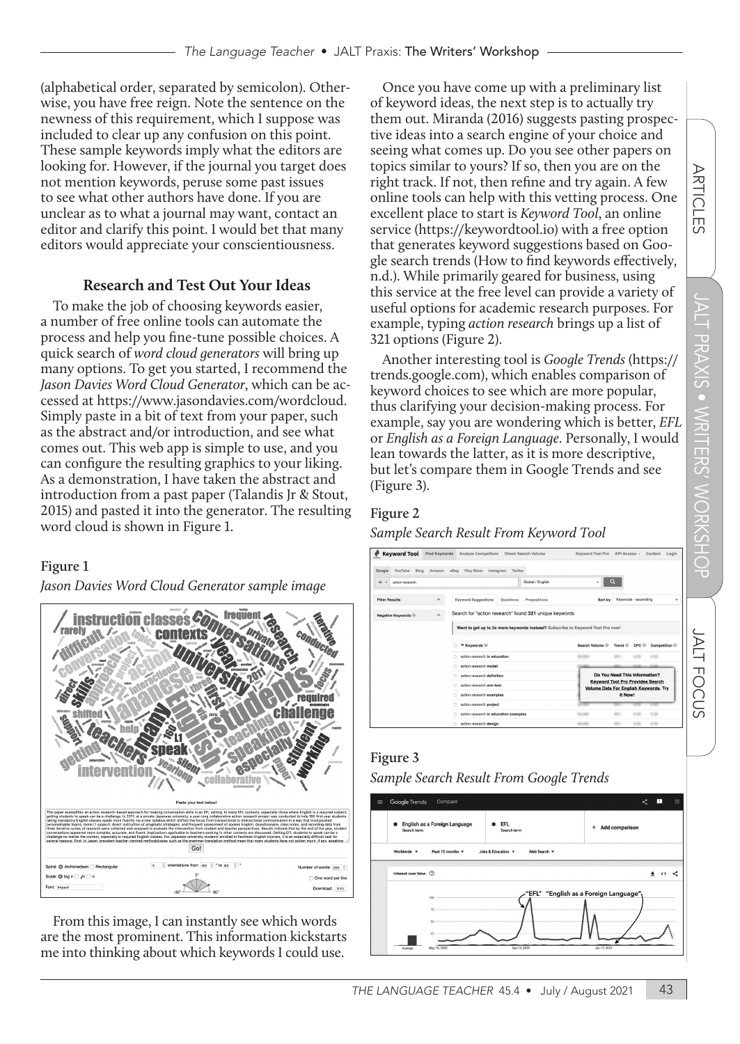(alphabetical order, separated by semicolon). Otherwise, you have free reign. Note the sentence on the newness of this requirement, which I suppose was included to clear up any confusion on this point. These sample keywords imply what the editors are looking for. However, if the journal you target does not mention keywords, peruse some past issues to see what other authors have done. If you are unclear as to what a journal may want, contact an editor and clarify this point. I would bet that many editors would appreciate your conscientiousness.

### Research and Test Out Your Ideas

To make the job of choosing keywords easier, a number of free online tools can automate the process and help you fine-tune possible choices. A quick search of *word cloud generators* will bring up many options. To get you started, I recommend the *Jason Davies Word Cloud Generator*, which can be accessed at https://www.jasondavies.com/wordcloud. Simply paste in a bit of text from your paper, such as the abstract and/or introduction, and see what comes out. This web app is simple to use, and you can configure the resulting graphics to your liking. As a demonstration, I have taken the abstract and introduction from a past paper (Talandis Jr & Stout, 2015) and pasted it into the generator. The resulting word cloud is shown in Figure 1.

**Figure 1**

*Jason Davies Word Cloud Generator sample image*

From this image, I can instantly see which words are the most prominent. This information kickstarts me into thinking about which keywords I could use.

Once you have come up with a preliminary list of keyword ideas, the next step is to actually try them out. Miranda (2016) suggests pasting prospective ideas into a search engine of your choice and seeing what comes up. Do you see other papers on topics similar to yours? If so, then you are on the right track. If not, then refine and try again. A few online tools can help with this vetting process. One excellent place to start is *Keyword Tool*, an online service (https://keywordtool.io) with a free option that generates keyword suggestions based on Google search trends (How to find keywords effectively, n.d.). While primarily geared for business, using this service at the free level can provide a variety of useful options for academic research purposes. For example, typing *action research* brings up a list of 321 options (Figure 2).

Another interesting tool is *Google Trends* (https://trends.google.com), which enables comparison of keyword choices to see which are more popular, thus clarifying your decision-making process. For example, say you are wondering which is better, *EFL* or *English as a Foreign Language*. Personally, I would lean towards the latter, as it is more descriptive, but let's compare them in Google Trends and see (Figure 3).

**Figure 2**

*Sample Search Result From Keyword Tool*

**Figure 3**

*Sample Search Result From Google Trends*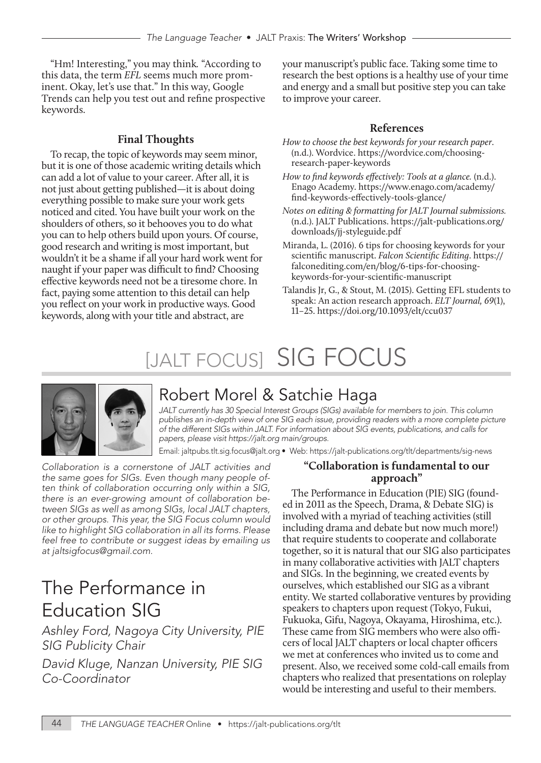"Hm! Interesting," you may think. "According to this data, the term *EFL* seems much more prominent. Okay, let's use that." In this way, Google Trends can help you test out and refine prospective keywords.

### Final Thoughts

To recap, the topic of keywords may seem minor, but it is one of those academic writing details which can add a lot of value to your career. After all, it is not just about getting published—it is about doing everything possible to make sure your work gets noticed and cited. You have built your work on the shoulders of others, so it behooves you to do what you can to help others build upon yours. Of course, good research and writing is most important, but wouldn't it be a shame if all your hard work went for naught if your paper was difficult to find? Choosing effective keywords need not be a tiresome chore. In fact, paying some attention to this detail can help you reflect on your work in productive ways. Good keywords, along with your title and abstract, are your manuscript's public face. Taking some time to research the best options is a healthy use of your time and energy and a small but positive step you can take to improve your career.

### References

*How to choose the best keywords for your research paper*. (n.d.). Wordvice. https://wordvice.com/choosing-research-paper-keywords

*How to find keywords effectively: Tools at a glance.* (n.d.). Enago Academy. https://www.enago.com/academy/find-keywords-effectively-tools-glance/

*Notes on editing & formatting for JALT Journal submissions.* (n.d.). JALT Publications. https://jalt-publications.org/downloads/jj-styleguide.pdf

Miranda, L. (2016). 6 tips for choosing keywords for your scientific manuscript. *Falcon Scientific Editing*. https://falconediting.com/en/blog/6-tips-for-choosing-keywords-for-your-scientific-manuscript

Talandis Jr, G., & Stout, M. (2015). Getting EFL students to speak: An action research approach. *ELT Journal, 69*(1), 11–25. https://doi.org/10.1093/elt/ccu037

# [JALT FOCUS] SIG FOCUS

## Robert Morel & Satchie Haga

*JALT currently has 30 Special Interest Groups (SIGs) available for members to join. This column publishes an in-depth view of one SIG each issue, providing readers with a more complete picture of the different SIGs within JALT. For information about SIG events, publications, and calls for papers, please visit https://jalt.org main/groups.*

Email: jaltpubs.tlt.sig.focus@jalt.org • Web: https://jalt-publications.org/tlt/departments/sig-news

*Collaboration is a cornerstone of JALT activities and the same goes for SIGs. Even though many people often think of collaboration occurring only within a SIG, there is an ever-growing amount of collaboration between SIGs as well as among SIGs, local JALT chapters, or other groups. This year, the SIG Focus column would like to highlight SIG collaboration in all its forms. Please feel free to contribute or suggest ideas by emailing us at jaltsigfocus@gmail.com.*

## The Performance in Education SIG

*Ashley Ford, Nagoya City University, PIE SIG Publicity Chair*

*David Kluge, Nanzan University, PIE SIG Co-Coordinator*

### "Collaboration is fundamental to our approach"

The Performance in Education (PIE) SIG (founded in 2011 as the Speech, Drama, & Debate SIG) is involved with a myriad of teaching activities (still including drama and debate but now much more!) that require students to cooperate and collaborate together, so it is natural that our SIG also participates in many collaborative activities with JALT chapters and SIGs. In the beginning, we created events by ourselves, which established our SIG as a vibrant entity. We started collaborative ventures by providing speakers to chapters upon request (Tokyo, Fukui, Fukuoka, Gifu, Nagoya, Okayama, Hiroshima, etc.). These came from SIG members who were also officers of local JALT chapters or local chapter officers we met at conferences who invited us to come and present. Also, we received some cold-call emails from chapters who realized that presentations on roleplay would be interesting and useful to their members.